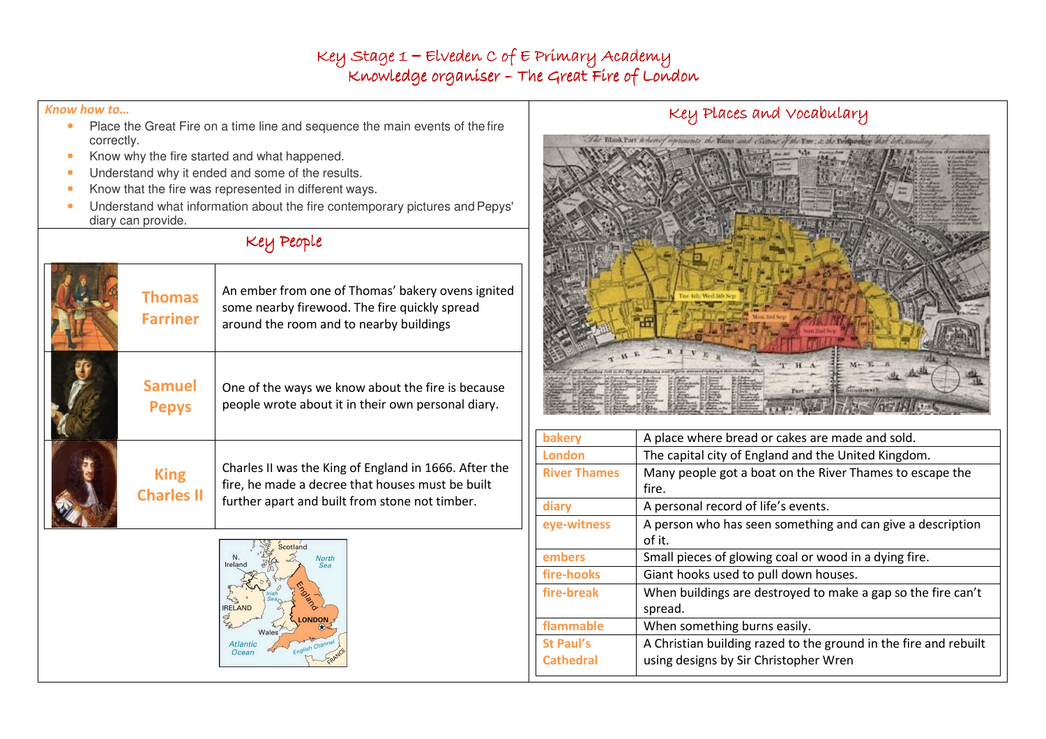# Key Stage 1 – Elveden C of E Primary Academy
## Knowledge organiser – The Great Fire of London

*Know how to…*

- Place the Great Fire on a time line and sequence the main events of the fire correctly.
- Know why the fire started and what happened.
- Understand why it ended and some of the results.
- Know that the fire was represented in different ways.
- Understand what information about the fire contemporary pictures and Pepys' diary can provide.

## Key People

| Name | Description |
|---|---|
| **Thomas Farriner** | An ember from one of Thomas' bakery ovens ignited some nearby firewood. The fire quickly spread around the room and to nearby buildings |
| **Samuel Pepys** | One of the ways we know about the fire is because people wrote about it in their own personal diary. |
| **King Charles II** | Charles II was the King of England in 1666. After the fire, he made a decree that houses must be built further apart and built from stone not timber. |

## Key Places and Vocabulary

| Word | Meaning |
|---|---|
| **bakery** | A place where bread or cakes are made and sold. |
| **London** | The capital city of England and the United Kingdom. |
| **River Thames** | Many people got a boat on the River Thames to escape the fire. |
| **diary** | A personal record of life's events. |
| **eye-witness** | A person who has seen something and can give a description of it. |
| **embers** | Small pieces of glowing coal or wood in a dying fire. |
| **fire-hooks** | Giant hooks used to pull down houses. |
| **fire-break** | When buildings are destroyed to make a gap so the fire can't spread. |
| **flammable** | When something burns easily. |
| **St Paul's Cathedral** | A Christian building razed to the ground in the fire and rebuilt using designs by Sir Christopher Wren |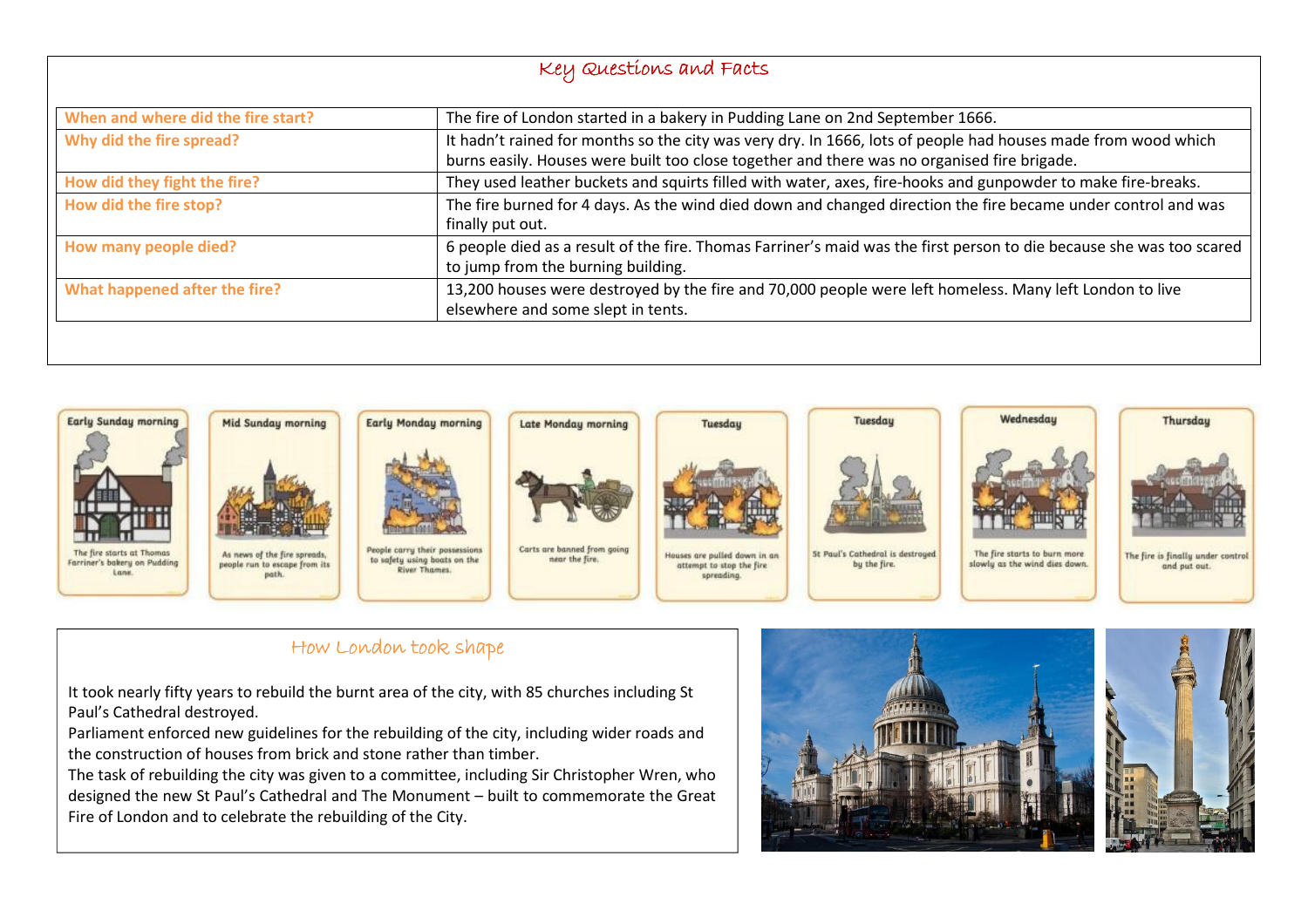## Key Questions and Facts

| | |
|---|---|
| When and where did the fire start? | The fire of London started in a bakery in Pudding Lane on 2nd September 1666. |
| Why did the fire spread? | It hadn't rained for months so the city was very dry. In 1666, lots of people had houses made from wood which burns easily. Houses were built too close together and there was no organised fire brigade. |
| How did they fight the fire? | They used leather buckets and squirts filled with water, axes, fire-hooks and gunpowder to make fire-breaks. |
| How did the fire stop? | The fire burned for 4 days. As the wind died down and changed direction the fire became under control and was finally put out. |
| How many people died? | 6 people died as a result of the fire. Thomas Farriner's maid was the first person to die because she was too scared to jump from the burning building. |
| What happened after the fire? | 13,200 houses were destroyed by the fire and 70,000 people were left homeless. Many left London to live elsewhere and some slept in tents. |

**Early Sunday morning** – The fire starts at Thomas Farriner's bakery on Pudding Lane.

**Mid Sunday morning** – As news of the fire spreads, people run to escape from its path.

**Early Monday morning** – People carry their possessions to safety using boats on the River Thames.

**Late Monday morning** – Carts are banned from going near the fire.

**Tuesday** – Houses are pulled down in an attempt to stop the fire spreading.

**Tuesday** – St Paul's Cathedral is destroyed by the fire.

**Wednesday** – The fire starts to burn more slowly as the wind dies down.

**Thursday** – The fire is finally under control and put out.

## How London took shape

It took nearly fifty years to rebuild the burnt area of the city, with 85 churches including St Paul's Cathedral destroyed.

Parliament enforced new guidelines for the rebuilding of the city, including wider roads and the construction of houses from brick and stone rather than timber.

The task of rebuilding the city was given to a committee, including Sir Christopher Wren, who designed the new St Paul's Cathedral and The Monument – built to commemorate the Great Fire of London and to celebrate the rebuilding of the City.